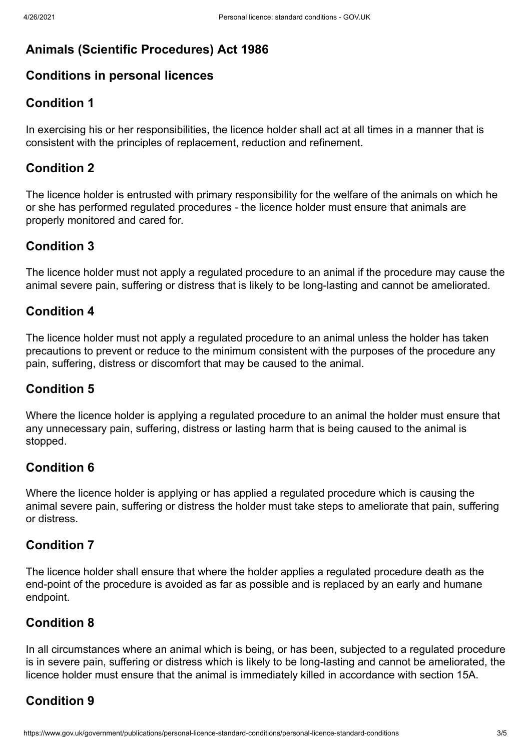## Animals (Scientific Procedures) Act 1986

### Conditions in personal licences

### Condition 1

In exercising his or her responsibilities, the licence holder shall act at all times in a manner that is consistent with the principles of replacement, reduction and refinement.

### Condition 2

The licence holder is entrusted with primary responsibility for the welfare of the animals on which he or she has performed regulated procedures - the licence holder must ensure that animals are properly monitored and cared for.

### Condition 3

The licence holder must not apply a regulated procedure to an animal if the procedure may cause the animal severe pain, suffering or distress that is likely to be long-lasting and cannot be ameliorated.

### Condition 4

The licence holder must not apply a regulated procedure to an animal unless the holder has taken precautions to prevent or reduce to the minimum consistent with the purposes of the procedure any pain, suffering, distress or discomfort that may be caused to the animal.

### Condition 5

Where the licence holder is applying a regulated procedure to an animal the holder must ensure that any unnecessary pain, suffering, distress or lasting harm that is being caused to the animal is stopped.

### Condition 6

Where the licence holder is applying or has applied a regulated procedure which is causing the animal severe pain, suffering or distress the holder must take steps to ameliorate that pain, suffering or distress.

### Condition 7

The licence holder shall ensure that where the holder applies a regulated procedure death as the end-point of the procedure is avoided as far as possible and is replaced by an early and humane endpoint.

### Condition 8

In all circumstances where an animal which is being, or has been, subjected to a regulated procedure is in severe pain, suffering or distress which is likely to be long-lasting and cannot be ameliorated, the licence holder must ensure that the animal is immediately killed in accordance with section 15A.

### Condition 9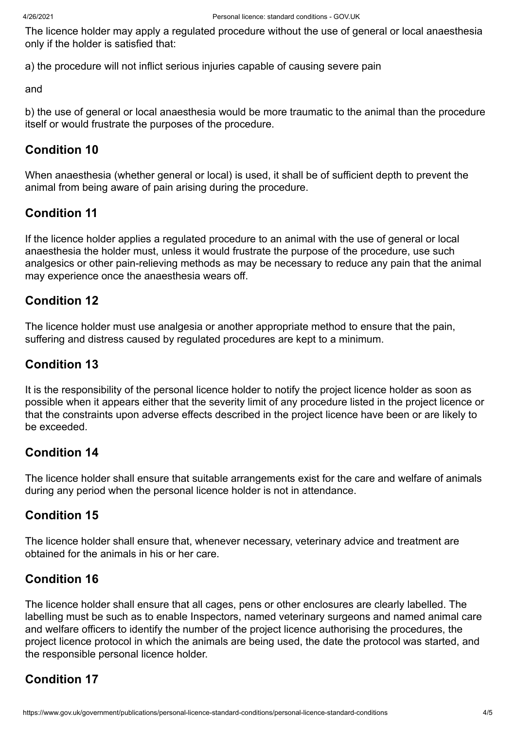The licence holder may apply a regulated procedure without the use of general or local anaesthesia only if the holder is satisfied that:

a) the procedure will not inflict serious injuries capable of causing severe pain

and

b) the use of general or local anaesthesia would be more traumatic to the animal than the procedure itself or would frustrate the purposes of the procedure.

## Condition 10

When anaesthesia (whether general or local) is used, it shall be of sufficient depth to prevent the animal from being aware of pain arising during the procedure.

## Condition 11

If the licence holder applies a regulated procedure to an animal with the use of general or local anaesthesia the holder must, unless it would frustrate the purpose of the procedure, use such analgesics or other pain-relieving methods as may be necessary to reduce any pain that the animal may experience once the anaesthesia wears off.

## Condition 12

The licence holder must use analgesia or another appropriate method to ensure that the pain, suffering and distress caused by regulated procedures are kept to a minimum.

## Condition 13

It is the responsibility of the personal licence holder to notify the project licence holder as soon as possible when it appears either that the severity limit of any procedure listed in the project licence or that the constraints upon adverse effects described in the project licence have been or are likely to be exceeded.

## Condition 14

The licence holder shall ensure that suitable arrangements exist for the care and welfare of animals during any period when the personal licence holder is not in attendance.

## Condition 15

The licence holder shall ensure that, whenever necessary, veterinary advice and treatment are obtained for the animals in his or her care.

## Condition 16

The licence holder shall ensure that all cages, pens or other enclosures are clearly labelled. The labelling must be such as to enable Inspectors, named veterinary surgeons and named animal care and welfare officers to identify the number of the project licence authorising the procedures, the project licence protocol in which the animals are being used, the date the protocol was started, and the responsible personal licence holder.

## Condition 17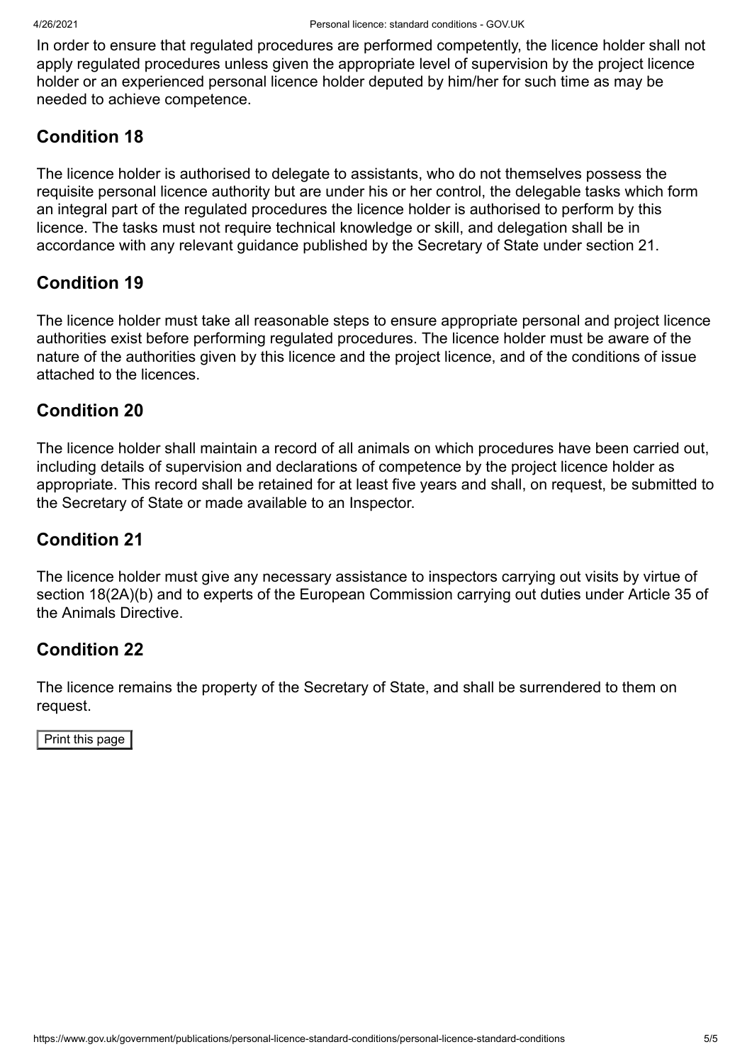In order to ensure that regulated procedures are performed competently, the licence holder shall not apply regulated procedures unless given the appropriate level of supervision by the project licence holder or an experienced personal licence holder deputed by him/her for such time as may be needed to achieve competence.

## Condition 18

The licence holder is authorised to delegate to assistants, who do not themselves possess the requisite personal licence authority but are under his or her control, the delegable tasks which form an integral part of the regulated procedures the licence holder is authorised to perform by this licence. The tasks must not require technical knowledge or skill, and delegation shall be in accordance with any relevant guidance published by the Secretary of State under section 21.

## Condition 19

The licence holder must take all reasonable steps to ensure appropriate personal and project licence authorities exist before performing regulated procedures. The licence holder must be aware of the nature of the authorities given by this licence and the project licence, and of the conditions of issue attached to the licences.

## Condition 20

The licence holder shall maintain a record of all animals on which procedures have been carried out, including details of supervision and declarations of competence by the project licence holder as appropriate. This record shall be retained for at least five years and shall, on request, be submitted to the Secretary of State or made available to an Inspector.

## Condition 21

The licence holder must give any necessary assistance to inspectors carrying out visits by virtue of section 18(2A)(b) and to experts of the European Commission carrying out duties under Article 35 of the Animals Directive.

## Condition 22

The licence remains the property of the Secretary of State, and shall be surrendered to them on request.

Print this page